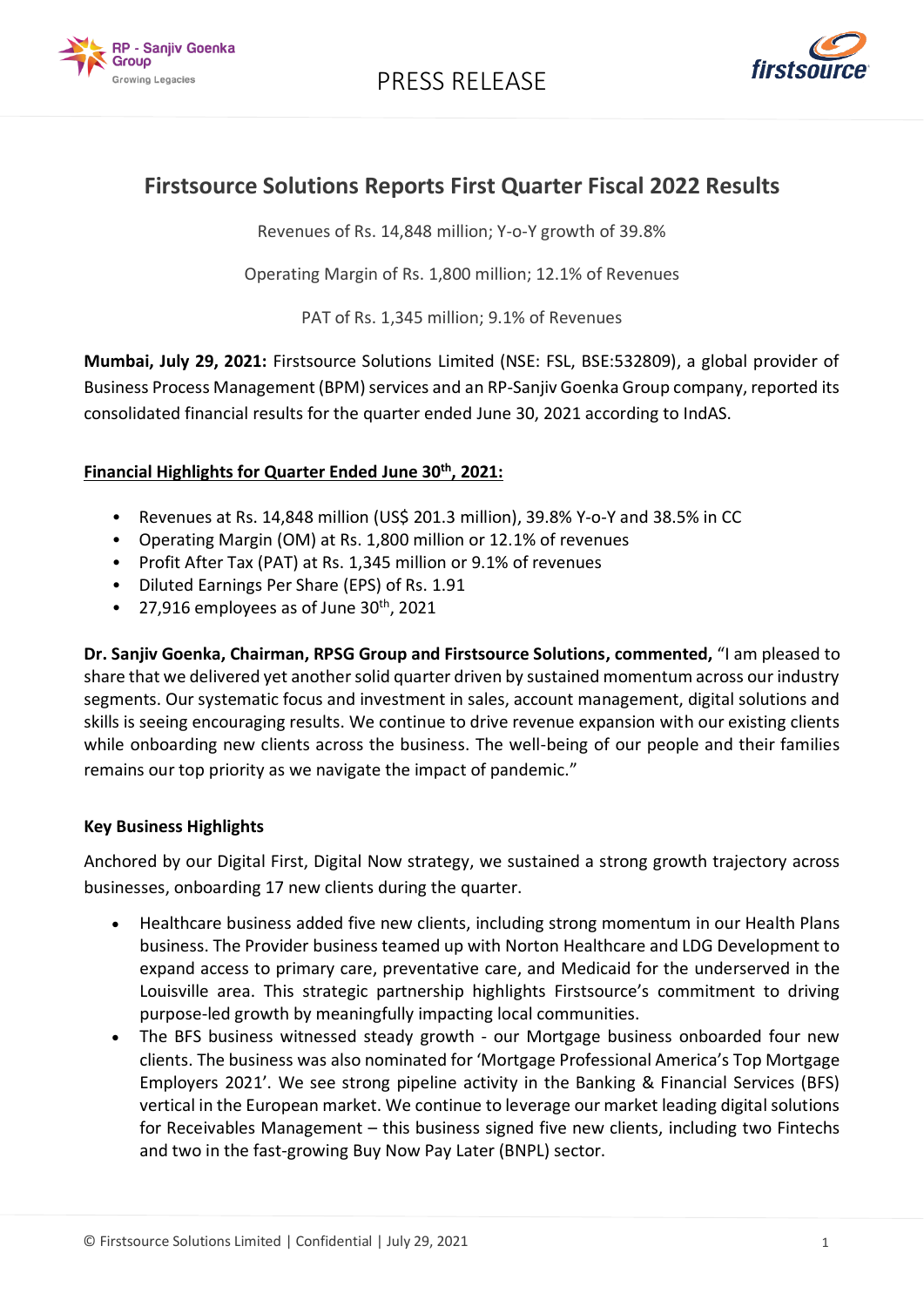PRESS RELEASE

# Firstsource Solutions Reports First Quarter Fiscal 2022 Results

Revenues of Rs. 14,848 million; Y-o-Y growth of 39.8%

Operating Margin of Rs. 1,800 million; 12.1% of Revenues

PAT of Rs. 1,345 million; 9.1% of Revenues

**Mumbai, July 29, 2021:** Firstsource Solutions Limited (NSE: FSL, BSE:532809), a global provider of Business Process Management (BPM) services and an RP-Sanjiv Goenka Group company, reported its consolidated financial results for the quarter ended June 30, 2021 according to IndAS.

## Financial Highlights for Quarter Ended June 30th, 2021:

- Revenues at Rs. 14,848 million (US$ 201.3 million), 39.8% Y-o-Y and 38.5% in CC
- Operating Margin (OM) at Rs. 1,800 million or 12.1% of revenues
- Profit After Tax (PAT) at Rs. 1,345 million or 9.1% of revenues
- Diluted Earnings Per Share (EPS) of Rs. 1.91
- 27,916 employees as of June 30th, 2021

**Dr. Sanjiv Goenka, Chairman, RPSG Group and Firstsource Solutions, commented,** "I am pleased to share that we delivered yet another solid quarter driven by sustained momentum across our industry segments. Our systematic focus and investment in sales, account management, digital solutions and skills is seeing encouraging results. We continue to drive revenue expansion with our existing clients while onboarding new clients across the business. The well-being of our people and their families remains our top priority as we navigate the impact of pandemic."

### Key Business Highlights

Anchored by our Digital First, Digital Now strategy, we sustained a strong growth trajectory across businesses, onboarding 17 new clients during the quarter.

- Healthcare business added five new clients, including strong momentum in our Health Plans business. The Provider business teamed up with Norton Healthcare and LDG Development to expand access to primary care, preventative care, and Medicaid for the underserved in the Louisville area. This strategic partnership highlights Firstsource's commitment to driving purpose-led growth by meaningfully impacting local communities.
- The BFS business witnessed steady growth - our Mortgage business onboarded four new clients. The business was also nominated for 'Mortgage Professional America's Top Mortgage Employers 2021'. We see strong pipeline activity in the Banking & Financial Services (BFS) vertical in the European market. We continue to leverage our market leading digital solutions for Receivables Management – this business signed five new clients, including two Fintechs and two in the fast-growing Buy Now Pay Later (BNPL) sector.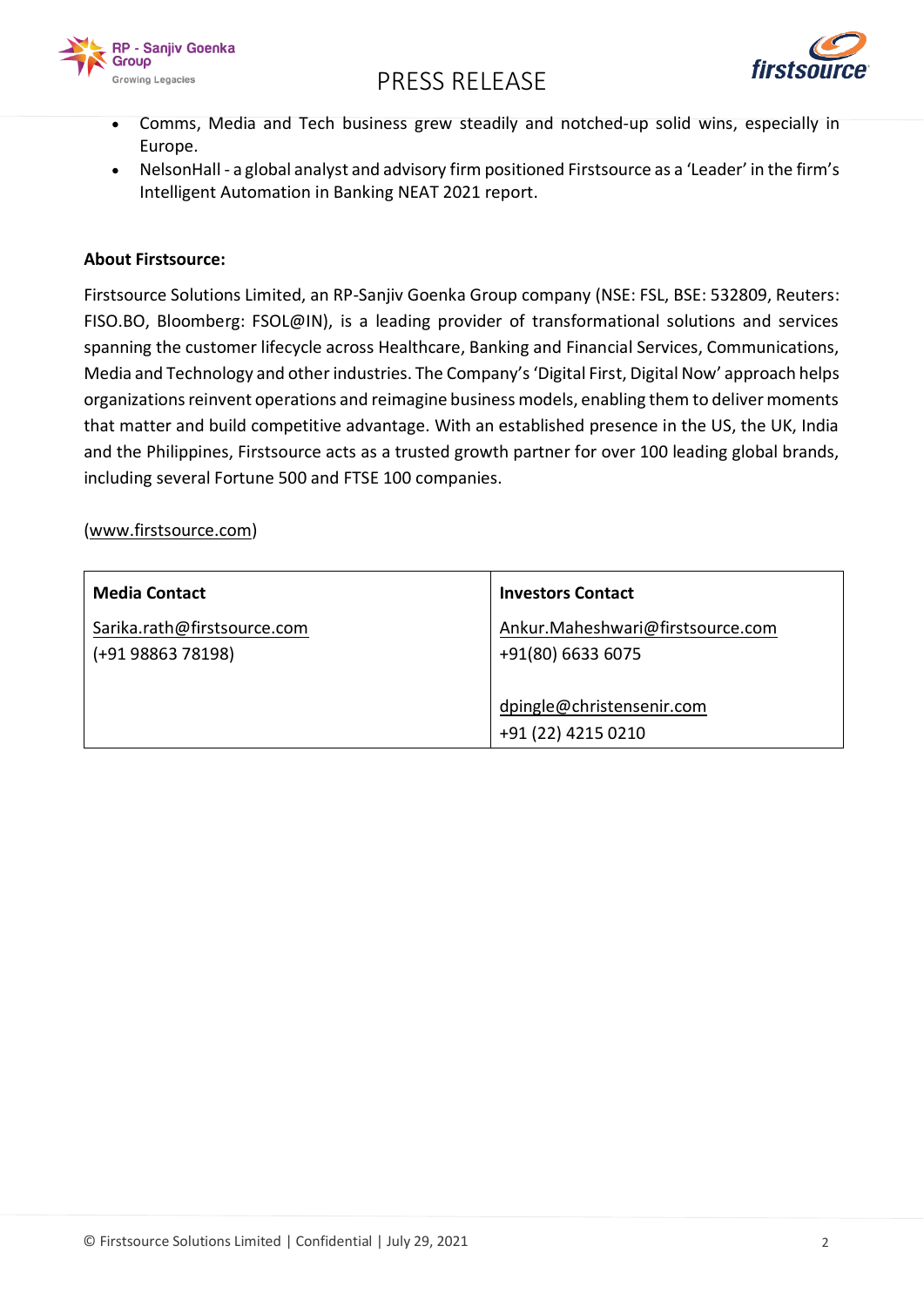- Comms, Media and Tech business grew steadily and notched-up solid wins, especially in Europe.
- NelsonHall - a global analyst and advisory firm positioned Firstsource as a 'Leader' in the firm's Intelligent Automation in Banking NEAT 2021 report.

**About Firstsource:**

Firstsource Solutions Limited, an RP-Sanjiv Goenka Group company (NSE: FSL, BSE: 532809, Reuters: FISO.BO, Bloomberg: FSOL@IN), is a leading provider of transformational solutions and services spanning the customer lifecycle across Healthcare, Banking and Financial Services, Communications, Media and Technology and other industries. The Company's 'Digital First, Digital Now' approach helps organizations reinvent operations and reimagine business models, enabling them to deliver moments that matter and build competitive advantage. With an established presence in the US, the UK, India and the Philippines, Firstsource acts as a trusted growth partner for over 100 leading global brands, including several Fortune 500 and FTSE 100 companies.

(www.firstsource.com)

| **Media Contact** | **Investors Contact** |
| --- | --- |
| Sarika.rath@firstsource.com<br>(+91 98863 78198) | Ankur.Maheshwari@firstsource.com<br>+91(80) 6633 6075<br><br>dpingle@christensenir.com<br>+91 (22) 4215 0210 |